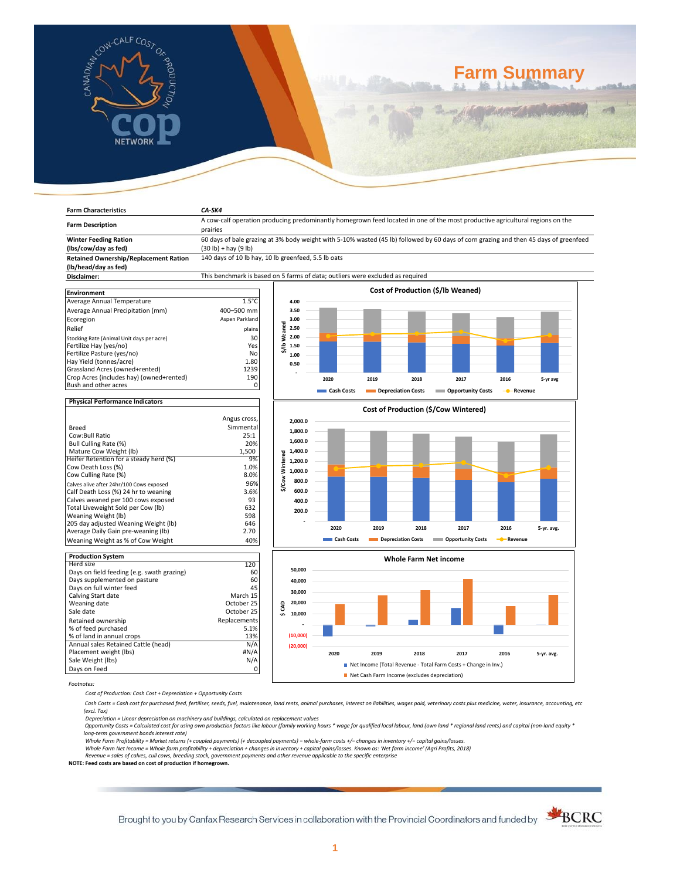# Farm Summary

| Farm Characteristics | CA-SK4 |
|---|---|
| Farm Description | A cow-calf operation producing predominantly homegrown feed located in one of the most productive agricultural regions on the prairies |
| Winter Feeding Ration (lbs/cow/day as fed) | 60 days of bale grazing at 3% body weight with 5-10% wasted (45 lb) followed by 60 days of corn grazing and then 45 days of greenfeed (30 lb) + hay (9 lb) |
| Retained Ownership/Replacement Ration (lb/head/day as fed) | 140 days of 10 lb hay, 10 lb greenfeed, 5.5 lb oats |
| Disclaimer: | This benchmark is based on 5 farms of data; outliers were excluded as required |

| Environment | |
|---|---|
| Average Annual Temperature | 1.5°C |
| Average Annual Precipitation (mm) | 400–500 mm |
| Ecoregion | Aspen Parkland |
| Relief | plains |
| Stocking Rate (Animal Unit days per acre) | 30 |
| Fertilize Hay (yes/no) | Yes |
| Fertilize Pasture (yes/no) | No |
| Hay Yield (tonnes/acre) | 1.80 |
| Grassland Acres (owned+rented) | 1239 |
| Crop Acres (includes hay) (owned+rented) | 190 |
| Bush and other acres | 0 |

| Physical Performance Indicators | |
|---|---|
| Breed | Angus cross, Simmental |
| Cow:Bull Ratio | 25:1 |
| Bull Culling Rate (%) | 20% |
| Mature Cow Weight (lb) | 1,500 |
| Heifer Retention for a steady herd (%) | 9% |
| Cow Death Loss (%) | 1.0% |
| Cow Culling Rate (%) | 8.0% |
| Calves alive after 24hr/100 Cows exposed | 96% |
| Calf Death Loss (%) 24 hr to weaning | 3.6% |
| Calves weaned per 100 cows exposed | 93 |
| Total Liveweight Sold per Cow (lb) | 632 |
| Weaning Weight (lb) | 598 |
| 205 day adjusted Weaning Weight (lb) | 646 |
| Average Daily Gain pre-weaning (lb) | 2.70 |
| Weaning Weight as % of Cow Weight | 40% |

| Production System | |
|---|---|
| Herd size | 120 |
| Days on field feeding (e.g. swath grazing) | 60 |
| Days supplemented on pasture | 60 |
| Days on full winter feed | 45 |
| Calving Start date | March 15 |
| Weaning date | October 25 |
| Sale date | October 25 |
| Retained ownership | Replacements |
| % of feed purchased | 5.1% |
| % of land in annual crops | 13% |
| Annual sales Retained Cattle (head) | N/A |
| Placement weight (lbs) | #N/A |
| Sale Weight (lbs) | N/A |
| Days on Feed | 0 |

**Cost of Production ($/lb Weaned)**

Years: 2020, 2019, 2018, 2017, 2016, 5-yr avg — Cash Costs, Depreciation Costs, Opportunity Costs, Revenue

**Cost of Production ($/Cow Wintered)**

Years: 2020, 2019, 2018, 2017, 2016, 5-yr. avg. — Cash Costs, Depreciation Costs, Opportunity Costs, Revenue

**Whole Farm Net income**

Years: 2020, 2019, 2018, 2017, 2016, 5-yr. avg. — Net Income (Total Revenue - Total Farm Costs + Change in Inv.), Net Cash Farm Income (excludes depreciation)

Footnotes:

*Cost of Production: Cash Cost + Depreciation + Opportunity Costs*

*Cash Costs = Cash cost for purchased feed, fertiliser, seeds, fuel, maintenance, land rents, animal purchases, interest on liabilities, wages paid, veterinary costs plus medicine, water, insurance, accounting, etc (excl. Tax)*

*Depreciation = Linear depreciation on machinery and buildings, calculated on replacement values*

*Opportunity Costs = Calculated cost for using own production factors like labour (family working hours * wage for qualified local labour, land (own land * regional land rents) and capital (non-land equity * long-term government bonds interest rate)*

*Whole Farm Profitability = Market returns (+ coupled payments) (+ decoupled payments) − whole-farm costs +/− changes in inventory +/− capital gains/losses.*

*Whole Farm Net Income = Whole farm profitability + depreciation + changes in inventory + capital gains/losses. Known as: 'Net farm income' (Agri Profits, 2018)*

*Revenue = sales of calves, cull cows, breeding stock, government payments and other revenue applicable to the specific enterprise*

**NOTE: Feed costs are based on cost of production if homegrown.**

Brought to you by Canfax Research Services in collaboration with the Provincial Coordinators and funded by BCRC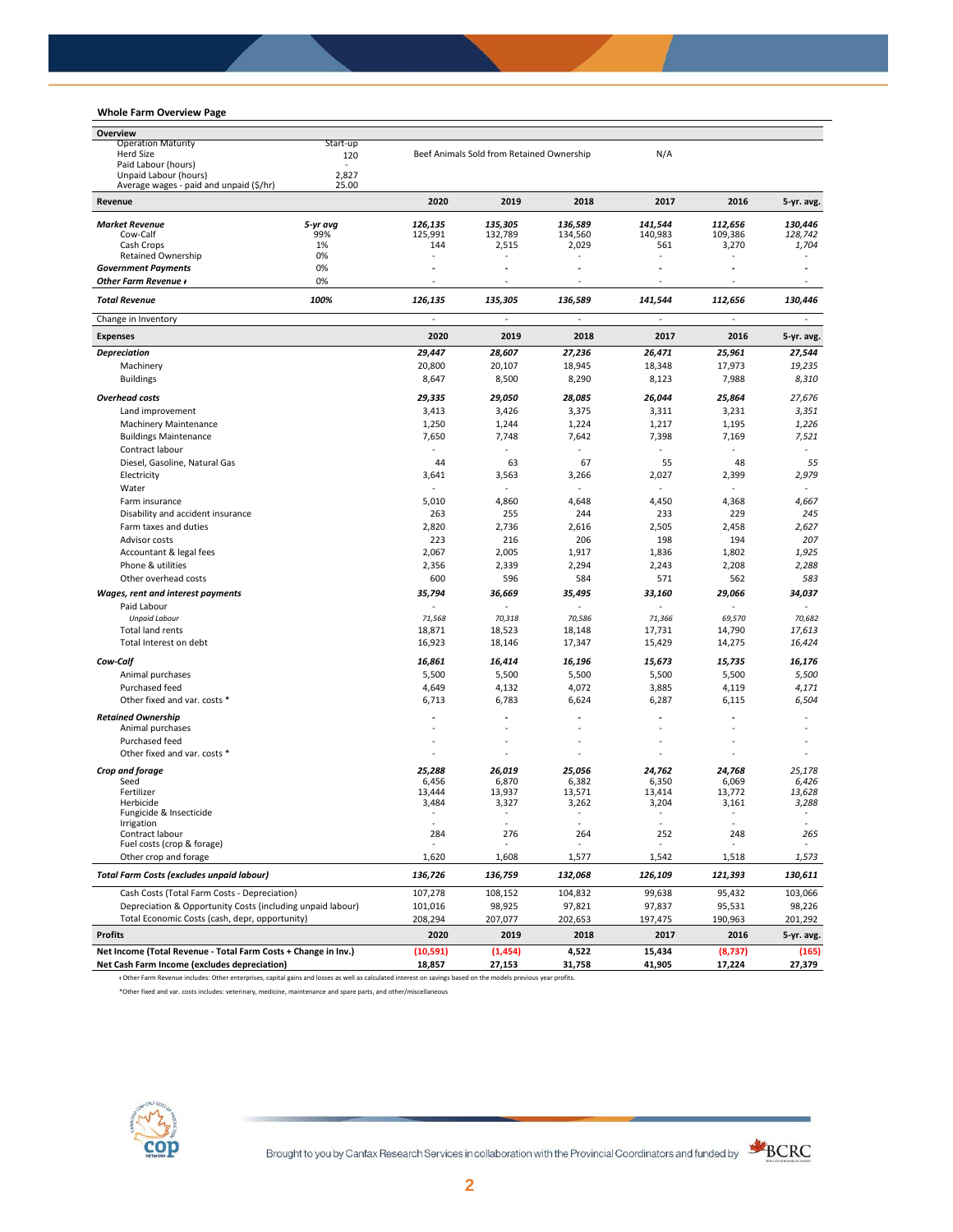## Whole Farm Overview Page

| Overview | | | | | | | |
|---|---|---|---|---|---|---|---|
| Operation Maturity | Start-up | | | | | | |
| Herd Size | 120 | Beef Animals Sold from Retained Ownership | | | N/A | | |
| Paid Labour (hours) | - | | | | | | |
| Unpaid Labour (hours) | 2,827 | | | | | | |
| Average wages - paid and unpaid ($/hr) | 25.00 | | | | | | |

| **Revenue** | | **2020** | **2019** | **2018** | **2017** | **2016** | **5-yr. avg.** |
|---|---|---|---|---|---|---|---|
| ***Market Revenue*** | ***5-yr avg*** | ***126,135*** | ***135,305*** | ***136,589*** | ***141,544*** | ***112,656*** | ***130,446*** |
| Cow-Calf | 99% | 125,991 | 132,789 | 134,560 | 140,983 | 109,386 | *128,742* |
| Cash Crops | 1% | 144 | 2,515 | 2,029 | 561 | 3,270 | *1,704* |
| Retained Ownership | 0% | - | - | - | - | - | - |
| ***Government Payments*** | 0% | - | - | - | - | - | - |
| ***Other Farm Revenue ı*** | 0% | - | - | - | - | - | - |
| ***Total Revenue*** | ***100%*** | ***126,135*** | ***135,305*** | ***136,589*** | ***141,544*** | ***112,656*** | ***130,446*** |
| Change in Inventory | | - | - | - | - | - | - |

| **Expenses** | **2020** | **2019** | **2018** | **2017** | **2016** | **5-yr. avg.** |
|---|---|---|---|---|---|---|
| ***Depreciation*** | ***29,447*** | ***28,607*** | ***27,236*** | ***26,471*** | ***25,961*** | ***27,544*** |
| Machinery | 20,800 | 20,107 | 18,945 | 18,348 | 17,973 | *19,235* |
| Buildings | 8,647 | 8,500 | 8,290 | 8,123 | 7,988 | *8,310* |
| ***Overhead costs*** | ***29,335*** | ***29,050*** | ***28,085*** | ***26,044*** | ***25,864*** | ***27,676*** |
| Land improvement | 3,413 | 3,426 | 3,375 | 3,311 | 3,231 | *3,351* |
| Machinery Maintenance | 1,250 | 1,244 | 1,224 | 1,217 | 1,195 | *1,226* |
| Buildings Maintenance | 7,650 | 7,748 | 7,642 | 7,398 | 7,169 | *7,521* |
| Contract labour | - | - | - | - | - | - |
| Diesel, Gasoline, Natural Gas | 44 | 63 | 67 | 55 | 48 | *55* |
| Electricity | 3,641 | 3,563 | 3,266 | 2,027 | 2,399 | *2,979* |
| Water | - | - | - | - | - | - |
| Farm insurance | 5,010 | 4,860 | 4,648 | 4,450 | 4,368 | *4,667* |
| Disability and accident insurance | 263 | 255 | 244 | 233 | 229 | *245* |
| Farm taxes and duties | 2,820 | 2,736 | 2,616 | 2,505 | 2,458 | *2,627* |
| Advisor costs | 223 | 216 | 206 | 198 | 194 | *207* |
| Accountant & legal fees | 2,067 | 2,005 | 1,917 | 1,836 | 1,802 | *1,925* |
| Phone & utilities | 2,356 | 2,339 | 2,294 | 2,243 | 2,208 | *2,288* |
| Other overhead costs | 600 | 596 | 584 | 571 | 562 | *583* |
| ***Wages, rent and interest payments*** | ***35,794*** | ***36,669*** | ***35,495*** | ***33,160*** | ***29,066*** | ***34,037*** |
| Paid Labour | - | - | - | - | - | - |
| *Unpaid Labour* | *71,568* | *70,318* | *70,586* | *71,366* | *69,570* | *70,682* |
| Total land rents | 18,871 | 18,523 | 18,148 | 17,731 | 14,790 | *17,613* |
| Total Interest on debt | 16,923 | 18,146 | 17,347 | 15,429 | 14,275 | *16,424* |
| ***Cow-Calf*** | ***16,861*** | ***16,414*** | ***16,196*** | ***15,673*** | ***15,735*** | ***16,176*** |
| Animal purchases | 5,500 | 5,500 | 5,500 | 5,500 | 5,500 | *5,500* |
| Purchased feed | 4,649 | 4,132 | 4,072 | 3,885 | 4,119 | *4,171* |
| Other fixed and var. costs * | 6,713 | 6,783 | 6,624 | 6,287 | 6,115 | *6,504* |
| ***Retained Ownership*** | - | - | - | - | - | - |
| Animal purchases | - | - | - | - | - | - |
| Purchased feed | - | - | - | - | - | - |
| Other fixed and var. costs * | - | - | - | - | - | - |
| ***Crop and forage*** | ***25,288*** | ***26,019*** | ***25,056*** | ***24,762*** | ***24,768*** | ***25,178*** |
| Seed | 6,456 | 6,870 | 6,382 | 6,350 | 6,069 | *6,426* |
| Fertilizer | 13,444 | 13,937 | 13,571 | 13,414 | 13,772 | *13,628* |
| Herbicide | 3,484 | 3,327 | 3,262 | 3,204 | 3,161 | *3,288* |
| Fungicide & Insecticide | - | - | - | - | - | - |
| Irrigation | - | - | - | - | - | - |
| Contract labour | 284 | 276 | 264 | 252 | 248 | *265* |
| Fuel costs (crop & forage) | - | - | - | - | - | - |
| Other crop and forage | 1,620 | 1,608 | 1,577 | 1,542 | 1,518 | *1,573* |
| ***Total Farm Costs (excludes unpaid labour)*** | ***136,726*** | ***136,759*** | ***132,068*** | ***126,109*** | ***121,393*** | ***130,611*** |
| Cash Costs (Total Farm Costs - Depreciation) | 107,278 | 108,152 | 104,832 | 99,638 | 95,432 | 103,066 |
| Depreciation & Opportunity Costs (including unpaid labour) | 101,016 | 98,925 | 97,821 | 97,837 | 95,531 | 98,226 |
| Total Economic Costs (cash, depr, opportunity) | 208,294 | 207,077 | 202,653 | 197,475 | 190,963 | 201,292 |

| **Profits** | **2020** | **2019** | **2018** | **2017** | **2016** | **5-yr. avg.** |
|---|---|---|---|---|---|---|
| **Net Income (Total Revenue - Total Farm Costs + Change in Inv.)** | **(10,591)** | **(1,454)** | **4,522** | **15,434** | **(8,737)** | **(165)** |
| **Net Cash Farm Income (excludes depreciation)** | **18,857** | **27,153** | **31,758** | **41,905** | **17,224** | **27,379** |

ı Other Farm Revenue includes: Other enterprises, capital gains and losses as well as calculated interest on savings based on the models previous year profits.

*Other fixed and var. costs includes: veterinary, medicine, maintenance and spare parts, and other/miscellaneous

Brought to you by Canfax Research Services in collaboration with the Provincial Coordinators and funded by BCRC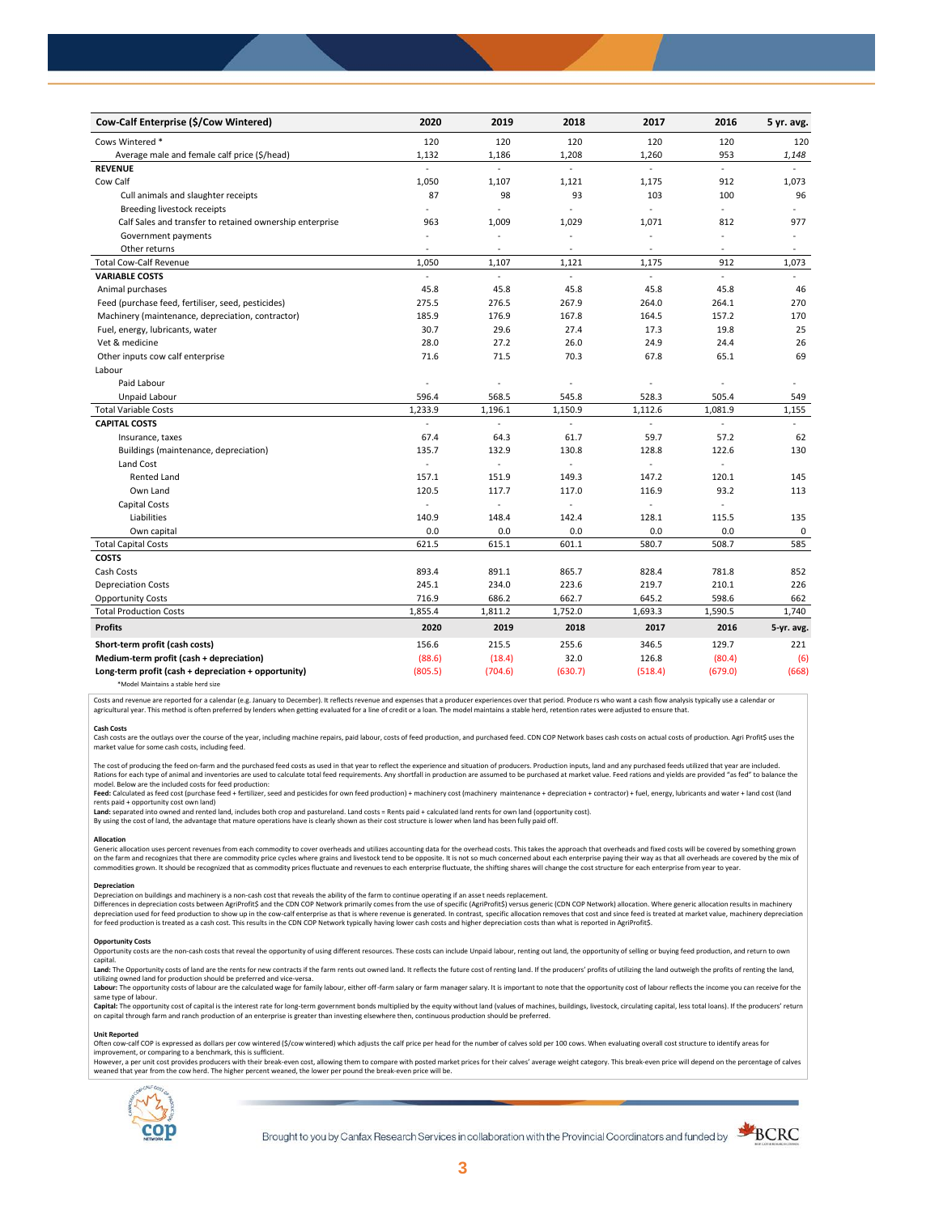| Cow-Calf Enterprise ($/Cow Wintered) | 2020 | 2019 | 2018 | 2017 | 2016 | 5 yr. avg. |
|---|---|---|---|---|---|---|
| Cows Wintered * | 120 | 120 | 120 | 120 | 120 | 120 |
| Average male and female calf price ($/head) | 1,132 | 1,186 | 1,208 | 1,260 | 953 | *1,148* |
| **REVENUE** | - | - | - | - | - | - |
| Cow Calf | 1,050 | 1,107 | 1,121 | 1,175 | 912 | 1,073 |
| Cull animals and slaughter receipts | 87 | 98 | 93 | 103 | 100 | 96 |
| Breeding livestock receipts | - | - | - | - | - | - |
| Calf Sales and transfer to retained ownership enterprise | 963 | 1,009 | 1,029 | 1,071 | 812 | 977 |
| Government payments | - | - | - | - | - | - |
| Other returns | - | - | - | - | - | - |
| Total Cow-Calf Revenue | 1,050 | 1,107 | 1,121 | 1,175 | 912 | 1,073 |
| **VARIABLE COSTS** | - | - | - | - | - | - |
| Animal purchases | 45.8 | 45.8 | 45.8 | 45.8 | 45.8 | 46 |
| Feed (purchase feed, fertiliser, seed, pesticides) | 275.5 | 276.5 | 267.9 | 264.0 | 264.1 | 270 |
| Machinery (maintenance, depreciation, contractor) | 185.9 | 176.9 | 167.8 | 164.5 | 157.2 | 170 |
| Fuel, energy, lubricants, water | 30.7 | 29.6 | 27.4 | 17.3 | 19.8 | 25 |
| Vet & medicine | 28.0 | 27.2 | 26.0 | 24.9 | 24.4 | 26 |
| Other inputs cow calf enterprise | 71.6 | 71.5 | 70.3 | 67.8 | 65.1 | 69 |
| Labour | | | | | | |
| Paid Labour | - | - | - | - | - | - |
| Unpaid Labour | 596.4 | 568.5 | 545.8 | 528.3 | 505.4 | 549 |
| Total Variable Costs | 1,233.9 | 1,196.1 | 1,150.9 | 1,112.6 | 1,081.9 | 1,155 |
| **CAPITAL COSTS** | - | - | - | - | - | - |
| Insurance, taxes | 67.4 | 64.3 | 61.7 | 59.7 | 57.2 | 62 |
| Buildings (maintenance, depreciation) | 135.7 | 132.9 | 130.8 | 128.8 | 122.6 | 130 |
| Land Cost | - | - | - | - | - | |
| Rented Land | 157.1 | 151.9 | 149.3 | 147.2 | 120.1 | 145 |
| Own Land | 120.5 | 117.7 | 117.0 | 116.9 | 93.2 | 113 |
| Capital Costs | - | - | - | - | - | |
| Liabilities | 140.9 | 148.4 | 142.4 | 128.1 | 115.5 | 135 |
| Own capital | 0.0 | 0.0 | 0.0 | 0.0 | 0.0 | 0 |
| Total Capital Costs | 621.5 | 615.1 | 601.1 | 580.7 | 508.7 | 585 |
| **COSTS** | | | | | | |
| Cash Costs | 893.4 | 891.1 | 865.7 | 828.4 | 781.8 | 852 |
| Depreciation Costs | 245.1 | 234.0 | 223.6 | 219.7 | 210.1 | 226 |
| Opportunity Costs | 716.9 | 686.2 | 662.7 | 645.2 | 598.6 | 662 |
| Total Production Costs | 1,855.4 | 1,811.2 | 1,752.0 | 1,693.3 | 1,590.5 | 1,740 |
| **Profits** | **2020** | **2019** | **2018** | **2017** | **2016** | **5-yr. avg.** |
| **Short-term profit (cash costs)** | 156.6 | 215.5 | 255.6 | 346.5 | 129.7 | 221 |
| **Medium-term profit (cash + depreciation)** | (88.6) | (18.4) | 32.0 | 126.8 | (80.4) | (6) |
| **Long-term profit (cash + depreciation + opportunity)** | (805.5) | (704.6) | (630.7) | (518.4) | (679.0) | (668) |

*Model Maintains a stable herd size

Costs and revenue are reported for a calendar (e.g. January to December). It reflects revenue and expenses that a producer experiences over that period. Produce rs who want a cash flow analysis typically use a calendar or agricultural year. This method is often preferred by lenders when getting evaluated for a line of credit or a loan. The model maintains a stable herd, retention rates were adjusted to ensure that.

**Cash Costs**

Cash costs are the outlays over the course of the year, including machine repairs, paid labour, costs of feed production, and purchased feed. CDN COP Network bases cash costs on actual costs of production. Agri Profit$ uses the market value for some cash costs, including feed.

The cost of producing the feed on-farm and the purchased feed costs as used in that year to reflect the experience and situation of producers. Production inputs, land and any purchased feeds utilized that year are included. Rations for each type of animal and inventories are used to calculate total feed requirements. Any shortfall in production are assumed to be purchased at market value. Feed rations and yields are provided "as fed" to balance the model. Below are the included costs for feed production:
**Feed:** Calculated as feed cost (purchase feed + fertilizer, seed and pesticides for own feed production) + machinery cost (machinery maintenance + depreciation + contractor) + fuel, energy, lubricants and water + land cost (land rents paid + opportunity cost own land)
**Land:** separated into owned and rented land, includes both crop and pastureland. Land costs = Rents paid + calculated land rents for own land (opportunity cost).
By using the cost of land, the advantage that mature operations have is clearly shown as their cost structure is lower when land has been fully paid off.

**Allocation**

Generic allocation uses percent revenues from each commodity to cover overheads and utilizes accounting data for the overhead costs. This takes the approach that overheads and fixed costs will be covered by something grown on the farm and recognizes that there are commodity price cycles where grains and livestock tend to be opposite. It is not so much concerned about each enterprise paying their way as that all overheads are covered by the mix of commodities grown. It should be recognized that as commodity prices fluctuate and revenues to each enterprise fluctuate, the shifting shares will change the cost structure for each enterprise from year to year.

**Depreciation**

Depreciation on buildings and machinery is a non-cash cost that reveals the ability of the farm to continue operating if an asset needs replacement.
Differences in depreciation costs between AgriProfit$ and the CDN COP Network primarily comes from the use of specific (AgriProfit$) versus generic (CDN COP Network) allocation. Where generic allocation results in machinery depreciation used for feed production to show up in the cow-calf enterprise as that is where revenue is generated. In contrast, specific allocation removes that cost and since feed is treated at market value, machinery depreciation for feed production is treated as a cash cost. This results in the CDN COP Network typically having lower cash costs and higher depreciation costs than what is reported in AgriProfit$.

**Opportunity Costs**

Opportunity costs are the non-cash costs that reveal the opportunity of using different resources. These costs can include Unpaid labour, renting out land, the opportunity of selling or buying feed production, and return to own capital.
**Land:** The Opportunity costs of land are the rents for new contracts if the farm rents out owned land. It reflects the future cost of renting land. If the producers' profits of utilizing the land outweigh the profits of renting the land, utilizing owned land for production should be preferred and vice-versa.
**Labour:** The opportunity costs of labour are the calculated wage for family labour, either off-farm salary or farm manager salary. It is important to note that the opportunity cost of labour reflects the income you can receive for the same type of labour.
**Capital:** The opportunity cost of capital is the interest rate for long-term government bonds multiplied by the equity without land (values of machines, buildings, livestock, circulating capital, less total loans). If the producers' return on capital through farm and ranch production of an enterprise is greater than investing elsewhere then, continuous production should be preferred.

**Unit Reported**

Often cow-calf COP is expressed as dollars per cow wintered ($/cow wintered) which adjusts the calf price per head for the number of calves sold per 100 cows. When evaluating overall cost structure to identify areas for improvement, or comparing to a benchmark, this is sufficient.
However, a per unit cost provides producers with their break-even cost, allowing them to compare with posted market prices for their calves' average weight category. This break-even price will depend on the percentage of calves weaned that year from the cow herd. The higher percent weaned, the lower per pound the break-even price will be.

Brought to you by Canfax Research Services in collaboration with the Provincial Coordinators and funded by BCRC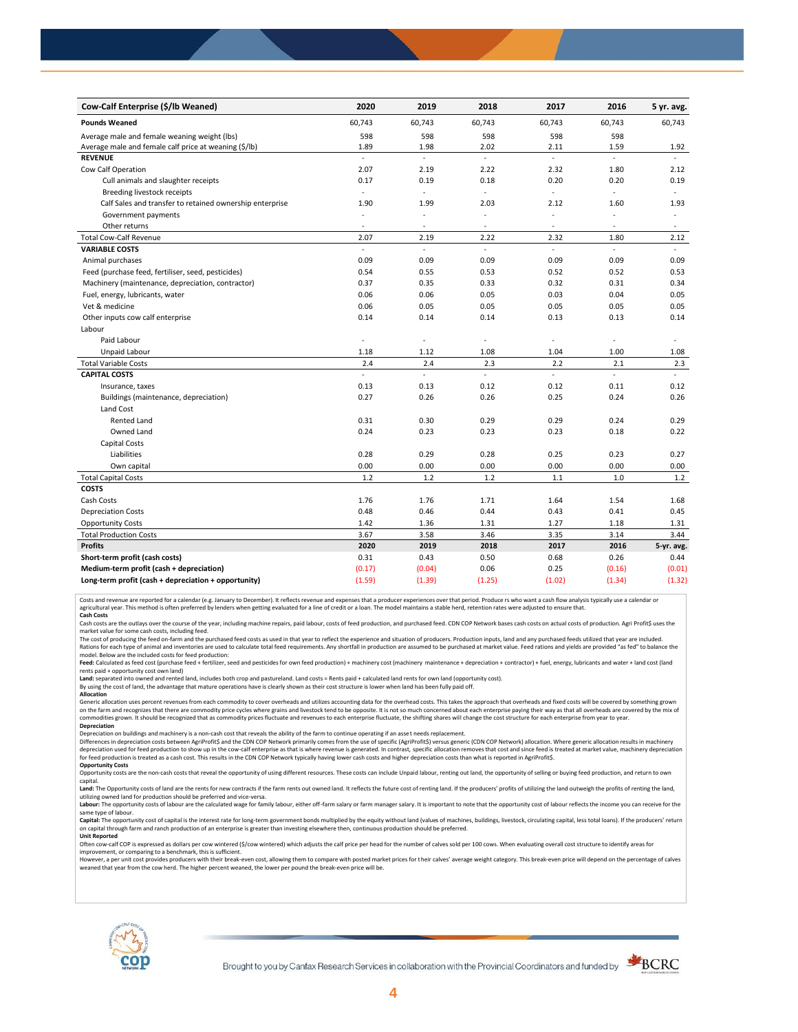| Cow-Calf Enterprise ($/lb Weaned) | 2020 | 2019 | 2018 | 2017 | 2016 | 5 yr. avg. |
|---|---|---|---|---|---|---|
| **Pounds Weaned** | 60,743 | 60,743 | 60,743 | 60,743 | 60,743 | 60,743 |
| Average male and female weaning weight (lbs) | 598 | 598 | 598 | 598 | 598 | |
| Average male and female calf price at weaning ($/lb) | 1.89 | 1.98 | 2.02 | 2.11 | 1.59 | 1.92 |
| **REVENUE** | - | - | - | - | - | - |
| Cow Calf Operation | 2.07 | 2.19 | 2.22 | 2.32 | 1.80 | 2.12 |
| Cull animals and slaughter receipts | 0.17 | 0.19 | 0.18 | 0.20 | 0.20 | 0.19 |
| Breeding livestock receipts | - | - | - | - | - | - |
| Calf Sales and transfer to retained ownership enterprise | 1.90 | 1.99 | 2.03 | 2.12 | 1.60 | 1.93 |
| Government payments | - | - | - | - | - | - |
| Other returns | - | - | - | - | - | - |
| Total Cow-Calf Revenue | 2.07 | 2.19 | 2.22 | 2.32 | 1.80 | 2.12 |
| **VARIABLE COSTS** | - | - | - | - | - | - |
| Animal purchases | 0.09 | 0.09 | 0.09 | 0.09 | 0.09 | 0.09 |
| Feed (purchase feed, fertiliser, seed, pesticides) | 0.54 | 0.55 | 0.53 | 0.52 | 0.52 | 0.53 |
| Machinery (maintenance, depreciation, contractor) | 0.37 | 0.35 | 0.33 | 0.32 | 0.31 | 0.34 |
| Fuel, energy, lubricants, water | 0.06 | 0.06 | 0.05 | 0.03 | 0.04 | 0.05 |
| Vet & medicine | 0.06 | 0.05 | 0.05 | 0.05 | 0.05 | 0.05 |
| Other inputs cow calf enterprise | 0.14 | 0.14 | 0.14 | 0.13 | 0.13 | 0.14 |
| Labour | | | | | | |
| Paid Labour | - | - | - | - | - | - |
| Unpaid Labour | 1.18 | 1.12 | 1.08 | 1.04 | 1.00 | 1.08 |
| Total Variable Costs | 2.4 | 2.4 | 2.3 | 2.2 | 2.1 | 2.3 |
| **CAPITAL COSTS** | - | - | - | - | - | - |
| Insurance, taxes | 0.13 | 0.13 | 0.12 | 0.12 | 0.11 | 0.12 |
| Buildings (maintenance, depreciation) | 0.27 | 0.26 | 0.26 | 0.25 | 0.24 | 0.26 |
| Land Cost | | | | | | |
| Rented Land | 0.31 | 0.30 | 0.29 | 0.29 | 0.24 | 0.29 |
| Owned Land | 0.24 | 0.23 | 0.23 | 0.23 | 0.18 | 0.22 |
| Capital Costs | | | | | | |
| Liabilities | 0.28 | 0.29 | 0.28 | 0.25 | 0.23 | 0.27 |
| Own capital | 0.00 | 0.00 | 0.00 | 0.00 | 0.00 | 0.00 |
| Total Capital Costs | 1.2 | 1.2 | 1.2 | 1.1 | 1.0 | 1.2 |
| **COSTS** | | | | | | |
| Cash Costs | 1.76 | 1.76 | 1.71 | 1.64 | 1.54 | 1.68 |
| Depreciation Costs | 0.48 | 0.46 | 0.44 | 0.43 | 0.41 | 0.45 |
| Opportunity Costs | 1.42 | 1.36 | 1.31 | 1.27 | 1.18 | 1.31 |
| Total Production Costs | 3.67 | 3.58 | 3.46 | 3.35 | 3.14 | 3.44 |
| **Profits** | **2020** | **2019** | **2018** | **2017** | **2016** | **5-yr. avg.** |
| **Short-term profit (cash costs)** | 0.31 | 0.43 | 0.50 | 0.68 | 0.26 | 0.44 |
| **Medium-term profit (cash + depreciation)** | (0.17) | (0.04) | 0.06 | 0.25 | (0.16) | (0.01) |
| **Long-term profit (cash + depreciation + opportunity)** | (1.59) | (1.39) | (1.25) | (1.02) | (1.34) | (1.32) |

Costs and revenue are reported for a calendar (e.g. January to December). It reflects revenue and expenses that a producer experiences over that period. Producers who want a cash flow analysis typically use a calendar or agricultural year. This method is often preferred by lenders when getting evaluated for a line of credit or a loan. The model maintains a stable herd, retention rates were adjusted to ensure that.

**Cash Costs**

Cash costs are the outlays over the course of the year, including machine repairs, paid labour, costs of feed production, and purchased feed. CDN COP Network bases cash costs on actual costs of production. Agri Profit$ uses the market value for some cash costs, including feed.

The cost of producing the feed on-farm and the purchased feed costs as used in that year to reflect the experience and situation of producers. Production inputs, land and any purchased feeds utilized that year are included. Rations for each type of animal and inventories are used to calculate total feed requirements. Any shortfall in production are assumed to be purchased at market value. Feed rations and yields are provided "as fed" to balance the model. Below are the included costs for feed production:

**Feed:** Calculated as feed cost (purchase feed + fertilizer, seed and pesticides for own feed production) + machinery cost (machinery maintenance + depreciation + contractor) + fuel, energy, lubricants and water + land cost (land rents paid + opportunity cost own land)

**Land:** separated into owned and rented land, includes both crop and pastureland. Land costs = Rents paid + calculated land rents for own land (opportunity cost).

By using the cost of land, the advantage that mature operations have is clearly shown as their cost structure is lower when land has been fully paid off.

**Allocation**

Generic allocation uses percent revenues from each commodity to cover overheads and utilizes accounting data for the overhead costs. This takes the approach that overheads and fixed costs will be covered by something grown on the farm and recognizes that there are commodity price cycles where grains and livestock tend to be opposite. It is not so much concerned about each enterprise paying their way as that all overheads are covered by the mix of commodities grown. It should be recognized that as commodity prices fluctuate and revenues to each enterprise fluctuate, the shifting shares will change the cost structure for each enterprise from year to year.

**Depreciation**

Depreciation on buildings and machinery is a non-cash cost that reveals the ability of the farm to continue operating if an asset needs replacement.

Differences in depreciation costs between AgriProfit$ and the CDN COP Network primarily comes from the use of specific (AgriProfit$) versus generic (CDN COP Network) allocation. Where generic allocation results in machinery depreciation used for feed production to show up in the cow-calf enterprise as that is where revenue is generated. In contrast, specific allocation removes that cost and since feed is treated at market value, machinery depreciation for feed production is treated as a cash cost. This results in the CDN COP Network typically having lower cash costs and higher depreciation costs than what is reported in AgriProfit$.

**Opportunity Costs**

Opportunity costs are the non-cash costs that reveal the opportunity of using different resources. These costs can include Unpaid labour, renting out land, the opportunity of selling or buying feed production, and return to own capital.

**Land:** The Opportunity costs of land are the rents for new contracts if the farm rents out owned land. It reflects the future cost of renting land. If the producers' profits of utilizing the land outweigh the profits of renting the land, utilizing owned land for production should be preferred and vice-versa.

**Labour:** The opportunity costs of labour are the calculated wage for family labour, either off-farm salary or farm manager salary. It is important to note that the opportunity cost of labour reflects the income you can receive for the same type of labour.

**Capital:** The opportunity cost of capital is the interest rate for long-term government bonds multiplied by the equity without land (values of machines, buildings, livestock, circulating capital, less total loans). If the producers' return on capital through farm and ranch production of an enterprise is greater than investing elsewhere then, continuous production should be preferred.

**Unit Reported**

Often cow-calf COP is expressed as dollars per cow wintered ($/cow wintered) which adjusts the calf price per head for the number of calves sold per 100 cows. When evaluating overall cost structure to identify areas for improvement, or comparing to a benchmark, this is sufficient.

However, a per unit cost provides producers with their break-even cost, allowing them to compare with posted market prices for their calves' average weight category. This break-even price will depend on the percentage of calves weaned that year from the cow herd. The higher percent weaned, the lower per pound the break-even price will be.

Brought to you by Canfax Research Services in collaboration with the Provincial Coordinators and funded by BCRC